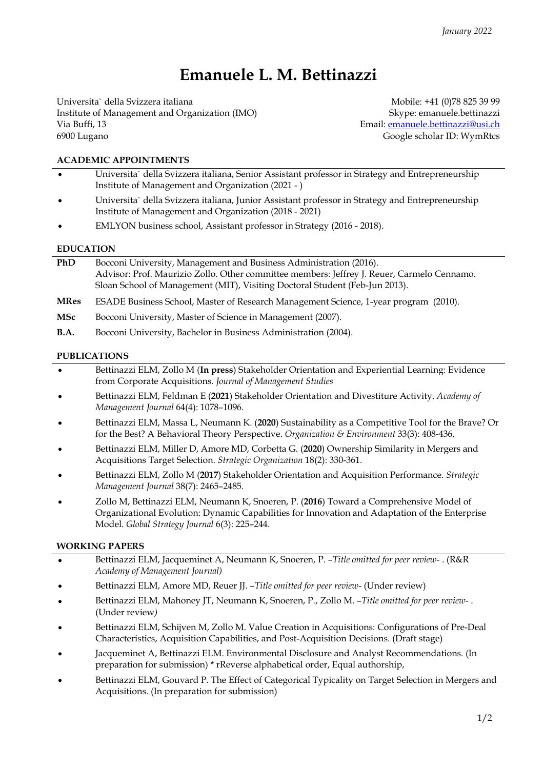*January 2022*

# Emanuele L. M. Bettinazzi

Universita` della Svizzera italiana
Institute of Management and Organization (IMO)
Via Buffi, 13
6900 Lugano

Mobile: +41 (0)78 825 39 99
Skype: emanuele.bettinazzi
Email: emanuele.bettinazzi@usi.ch
Google scholar ID: WymRtcs

## ACADEMIC APPOINTMENTS

- Universita` della Svizzera italiana, Senior Assistant professor in Strategy and Entrepreneurship Institute of Management and Organization (2021 - )
- Universita` della Svizzera italiana, Junior Assistant professor in Strategy and Entrepreneurship Institute of Management and Organization (2018 - 2021)
- EMLYON business school, Assistant professor in Strategy (2016 - 2018).

## EDUCATION

**PhD** Bocconi University, Management and Business Administration (2016).
Advisor: Prof. Maurizio Zollo. Other committee members: Jeffrey J. Reuer, Carmelo Cennamo.
Sloan School of Management (MIT), Visiting Doctoral Student (Feb-Jun 2013).

**MRes** ESADE Business School, Master of Research Management Science, 1-year program (2010).

**MSc** Bocconi University, Master of Science in Management (2007).

**B.A.** Bocconi University, Bachelor in Business Administration (2004).

## PUBLICATIONS

- Bettinazzi ELM, Zollo M (**In press**) Stakeholder Orientation and Experiential Learning: Evidence from Corporate Acquisitions. *Journal of Management Studies*
- Bettinazzi ELM, Feldman E (**2021**) Stakeholder Orientation and Divestiture Activity. *Academy of Management Journal* 64(4): 1078–1096.
- Bettinazzi ELM, Massa L, Neumann K. (**2020**) Sustainability as a Competitive Tool for the Brave? Or for the Best? A Behavioral Theory Perspective. *Organization & Environment* 33(3): 408-436.
- Bettinazzi ELM, Miller D, Amore MD, Corbetta G. (**2020**) Ownership Similarity in Mergers and Acquisitions Target Selection. *Strategic Organization* 18(2): 330-361.
- Bettinazzi ELM, Zollo M (**2017**) Stakeholder Orientation and Acquisition Performance. *Strategic Management Journal* 38(7): 2465–2485.
- Zollo M, Bettinazzi ELM, Neumann K, Snoeren, P. (**2016**) Toward a Comprehensive Model of Organizational Evolution: Dynamic Capabilities for Innovation and Adaptation of the Enterprise Model. *Global Strategy Journal* 6(3): 225–244.

## WORKING PAPERS

- Bettinazzi ELM, Jacqueminet A, Neumann K, Snoeren, P. –*Title omitted for peer review*- . (R&R *Academy of Management Journal)*
- Bettinazzi ELM, Amore MD, Reuer JJ. –*Title omitted for peer review*- (Under review)
- Bettinazzi ELM, Mahoney JT, Neumann K, Snoeren, P., Zollo M. –*Title omitted for peer review*- . (Under review*)*
- Bettinazzi ELM, Schijven M, Zollo M. Value Creation in Acquisitions: Configurations of Pre-Deal Characteristics, Acquisition Capabilities, and Post-Acquisition Decisions. (Draft stage)
- Jacqueminet A, Bettinazzi ELM. Environmental Disclosure and Analyst Recommendations. (In preparation for submission) * rReverse alphabetical order, Equal authorship,
- Bettinazzi ELM, Gouvard P. The Effect of Categorical Typicality on Target Selection in Mergers and Acquisitions. (In preparation for submission)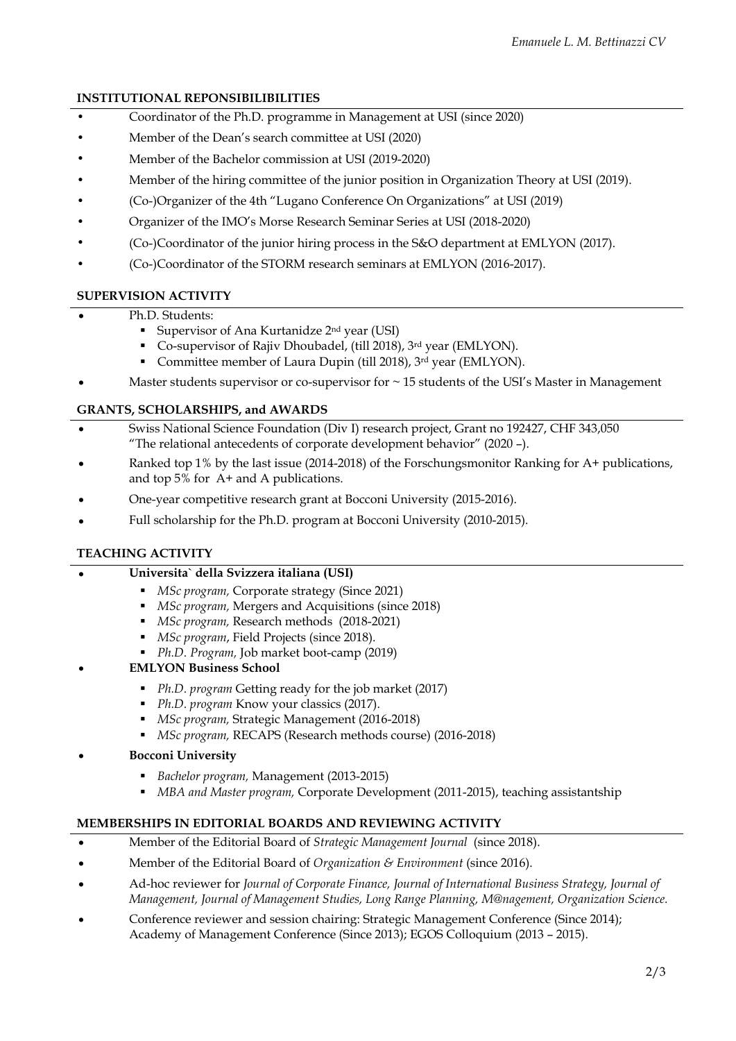## INSTITUTIONAL REPONSIBILIBILITIES

- Coordinator of the Ph.D. programme in Management at USI (since 2020)
- Member of the Dean's search committee at USI (2020)
- Member of the Bachelor commission at USI (2019-2020)
- Member of the hiring committee of the junior position in Organization Theory at USI (2019).
- (Co-)Organizer of the 4th "Lugano Conference On Organizations" at USI (2019)
- Organizer of the IMO's Morse Research Seminar Series at USI (2018-2020)
- (Co-)Coordinator of the junior hiring process in the S&O department at EMLYON (2017).
- (Co-)Coordinator of the STORM research seminars at EMLYON (2016-2017).

## SUPERVISION ACTIVITY

- Ph.D. Students:
  - Supervisor of Ana Kurtanidze 2nd year (USI)
  - Co-supervisor of Rajiv Dhoubadel, (till 2018), 3rd year (EMLYON).
  - Committee member of Laura Dupin (till 2018), 3rd year (EMLYON).
- Master students supervisor or co-supervisor for ~ 15 students of the USI's Master in Management

## GRANTS, SCHOLARSHIPS, and AWARDS

- Swiss National Science Foundation (Div I) research project, Grant no 192427, CHF 343,050 "The relational antecedents of corporate development behavior" (2020 –).
- Ranked top 1% by the last issue (2014-2018) of the Forschungsmonitor Ranking for A+ publications, and top 5% for A+ and A publications.
- One-year competitive research grant at Bocconi University (2015-2016).
- Full scholarship for the Ph.D. program at Bocconi University (2010-2015).

## TEACHING ACTIVITY

- **Universita` della Svizzera italiana (USI)**
  - *MSc program,* Corporate strategy (Since 2021)
  - *MSc program,* Mergers and Acquisitions (since 2018)
  - *MSc program,* Research methods (2018-2021)
  - *MSc program*, Field Projects (since 2018).
  - *Ph.D. Program,* Job market boot-camp (2019)
- **EMLYON Business School**
  - *Ph.D. program* Getting ready for the job market (2017)
  - *Ph.D. program* Know your classics (2017).
  - *MSc program,* Strategic Management (2016-2018)
  - *MSc program,* RECAPS (Research methods course) (2016-2018)
- **Bocconi University**
  - *Bachelor program,* Management (2013-2015)
  - *MBA and Master program,* Corporate Development (2011-2015), teaching assistantship

## MEMBERSHIPS IN EDITORIAL BOARDS AND REVIEWING ACTIVITY

- Member of the Editorial Board of *Strategic Management Journal* (since 2018).
- Member of the Editorial Board of *Organization & Environment* (since 2016).
- Ad-hoc reviewer for *Journal of Corporate Finance, Journal of International Business Strategy, Journal of Management, Journal of Management Studies, Long Range Planning, M@nagement, Organization Science.*
- Conference reviewer and session chairing: Strategic Management Conference (Since 2014); Academy of Management Conference (Since 2013); EGOS Colloquium (2013 – 2015).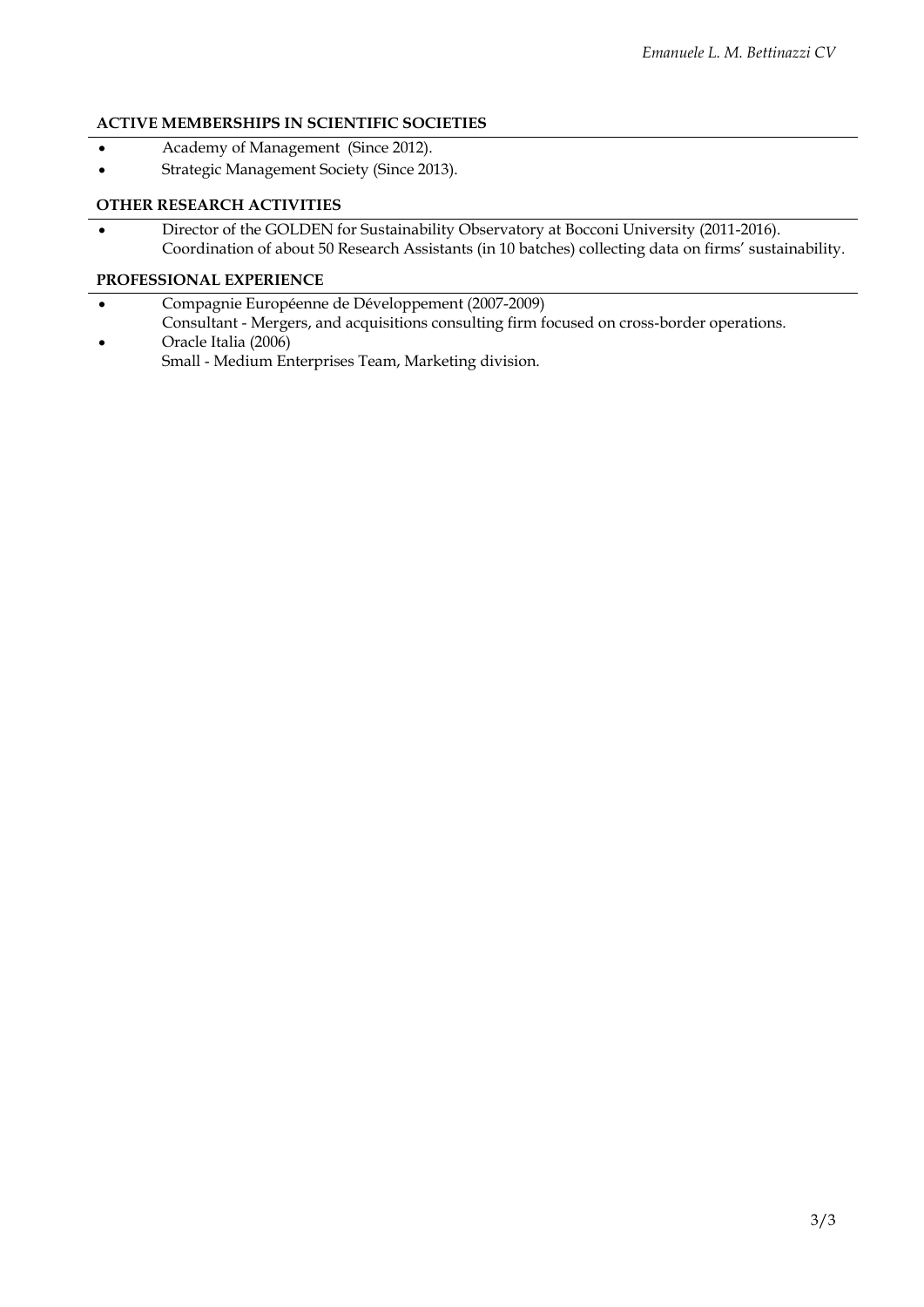## ACTIVE MEMBERSHIPS IN SCIENTIFIC SOCIETIES

- Academy of Management (Since 2012).
- Strategic Management Society (Since 2013).

## OTHER RESEARCH ACTIVITIES

- Director of the GOLDEN for Sustainability Observatory at Bocconi University (2011-2016).
  Coordination of about 50 Research Assistants (in 10 batches) collecting data on firms' sustainability.

## PROFESSIONAL EXPERIENCE

- Compagnie Européenne de Développement (2007-2009)
  Consultant - Mergers, and acquisitions consulting firm focused on cross-border operations.
- Oracle Italia (2006)
  Small - Medium Enterprises Team, Marketing division.